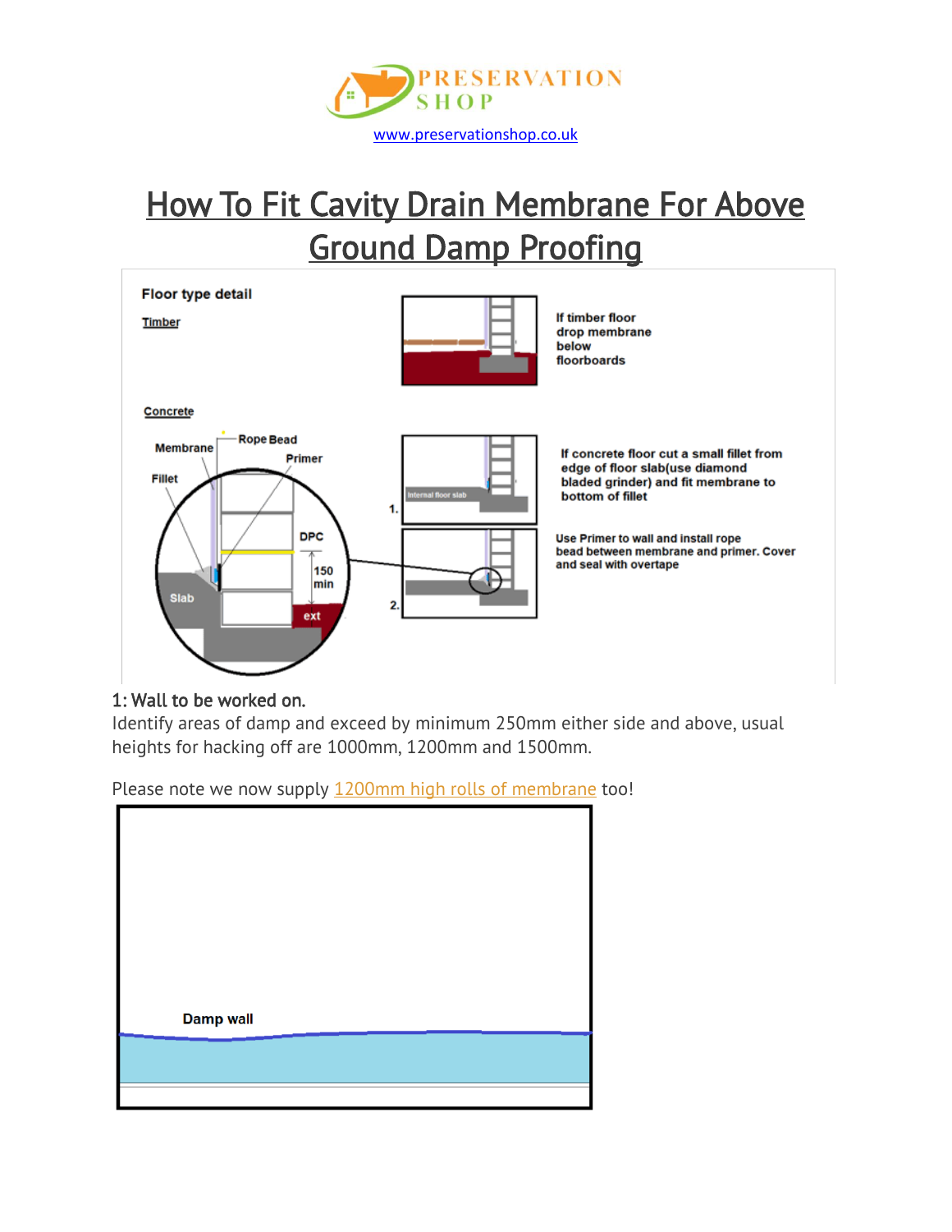PRESERVATION SHOP

www.preservationshop.co.uk

# How To Fit Cavity Drain Membrane For Above Ground Damp Proofing

**Floor type detail**

**Timber**

If timber floor drop membrane below floorboards

**Concrete**

Membrane

Rope Bead

Primer

Fillet

DPC

150 min

Slab

ext

Internal floor slab

1.

If concrete floor cut a small fillet from edge of floor slab(use diamond bladed grinder) and fit membrane to bottom of fillet

2.

Use Primer to wall and install rope bead between membrane and primer. Cover and seal with overtape

## 1: Wall to be worked on.

Identify areas of damp and exceed by minimum 250mm either side and above, usual heights for hacking off are 1000mm, 1200mm and 1500mm.

Please note we now supply 1200mm high rolls of membrane too!

Damp wall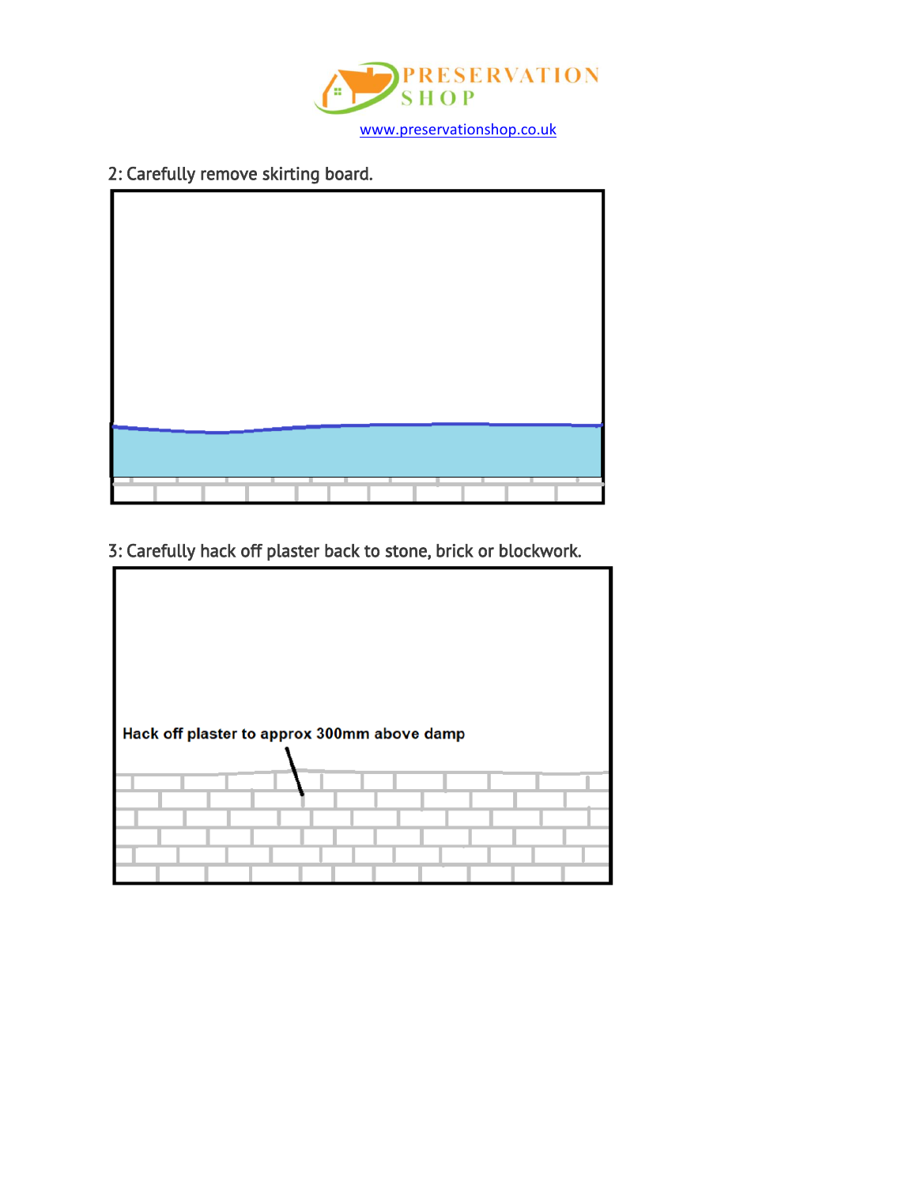PRESERVATION SHOP

www.preservationshop.co.uk

2: Carefully remove skirting board.

3: Carefully hack off plaster back to stone, brick or blockwork.

Hack off plaster to approx 300mm above damp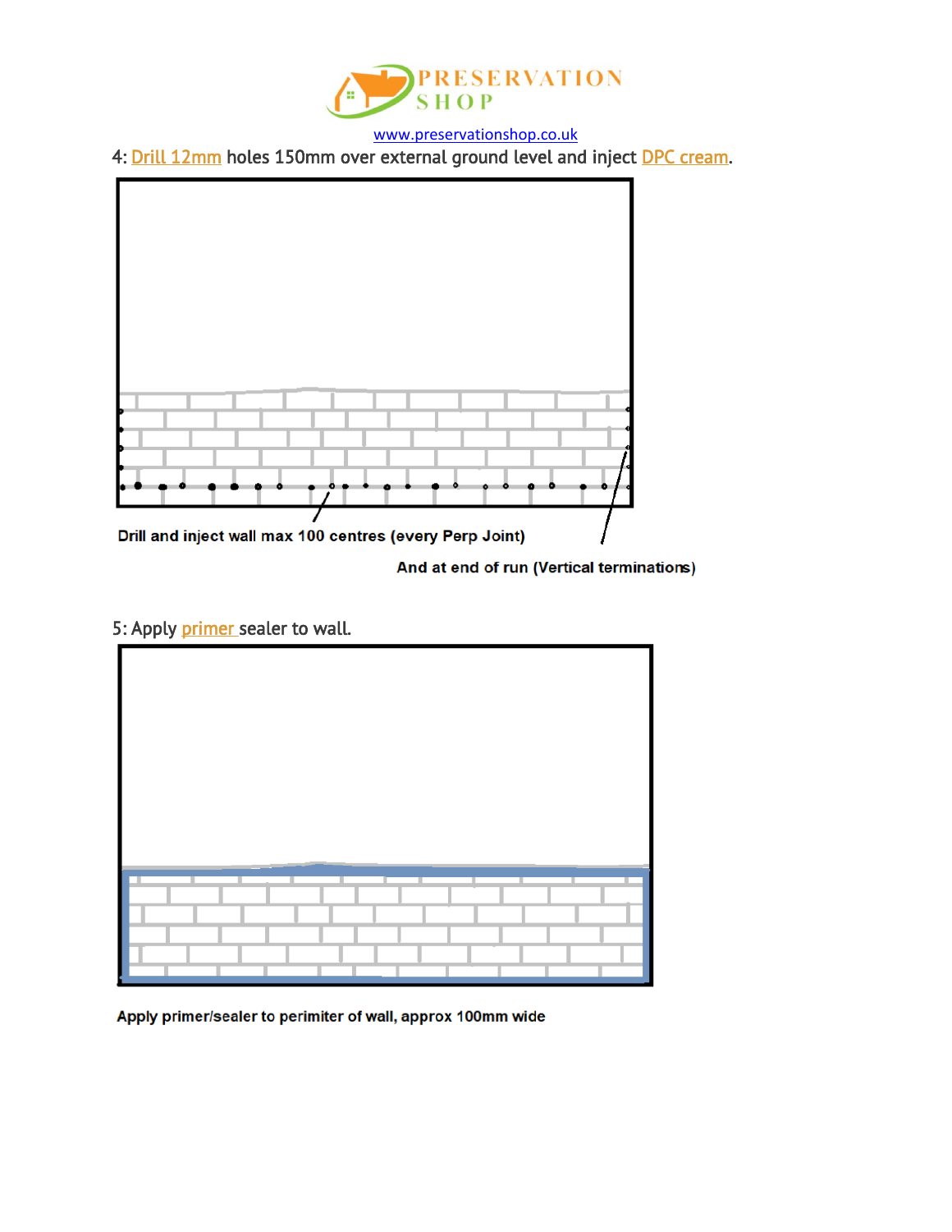[www.preservationshop.co.uk](http://www.preservationshop.co.uk)

4: Drill 12mm holes 150mm over external ground level and inject DPC cream.

Drill and inject wall max 100 centres (every Perp Joint)

And at end of run (Vertical terminations)

5: Apply primer sealer to wall.

Apply primer/sealer to perimiter of wall, approx 100mm wide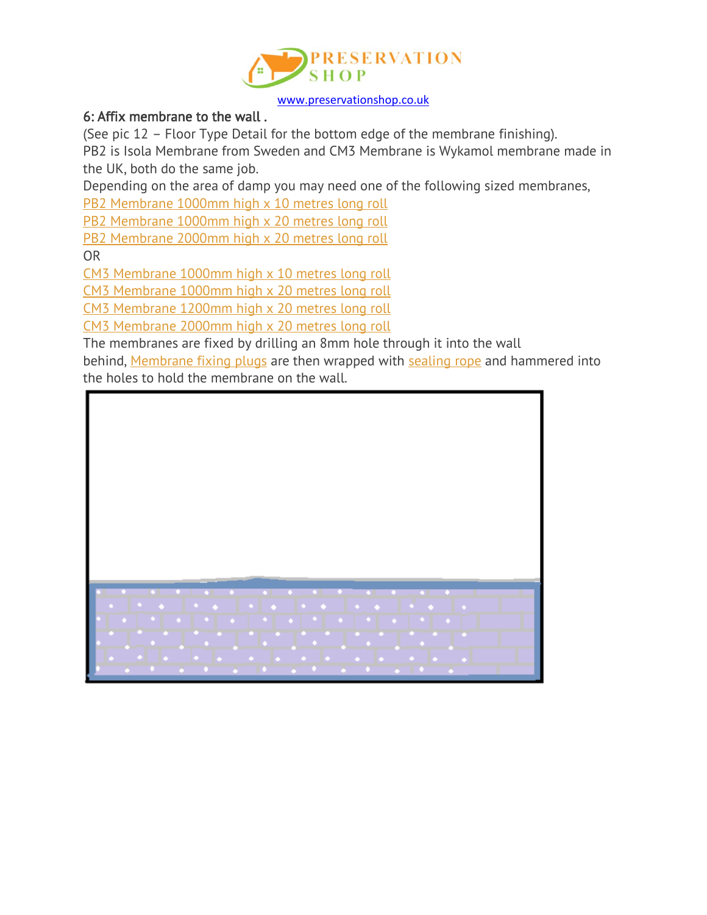www.preservationshop.co.uk

### 6: Affix membrane to the wall .

(See pic 12 – Floor Type Detail for the bottom edge of the membrane finishing).

PB2 is Isola Membrane from Sweden and CM3 Membrane is Wykamol membrane made in the UK, both do the same job.

Depending on the area of damp you may need one of the following sized membranes,

PB2 Membrane 1000mm high x 10 metres long roll

PB2 Membrane 1000mm high x 20 metres long roll

PB2 Membrane 2000mm high x 20 metres long roll

OR

CM3 Membrane 1000mm high x 10 metres long roll

CM3 Membrane 1000mm high x 20 metres long roll

CM3 Membrane 1200mm high x 20 metres long roll

CM3 Membrane 2000mm high x 20 metres long roll

The membranes are fixed by drilling an 8mm hole through it into the wall behind, Membrane fixing plugs are then wrapped with sealing rope and hammered into the holes to hold the membrane on the wall.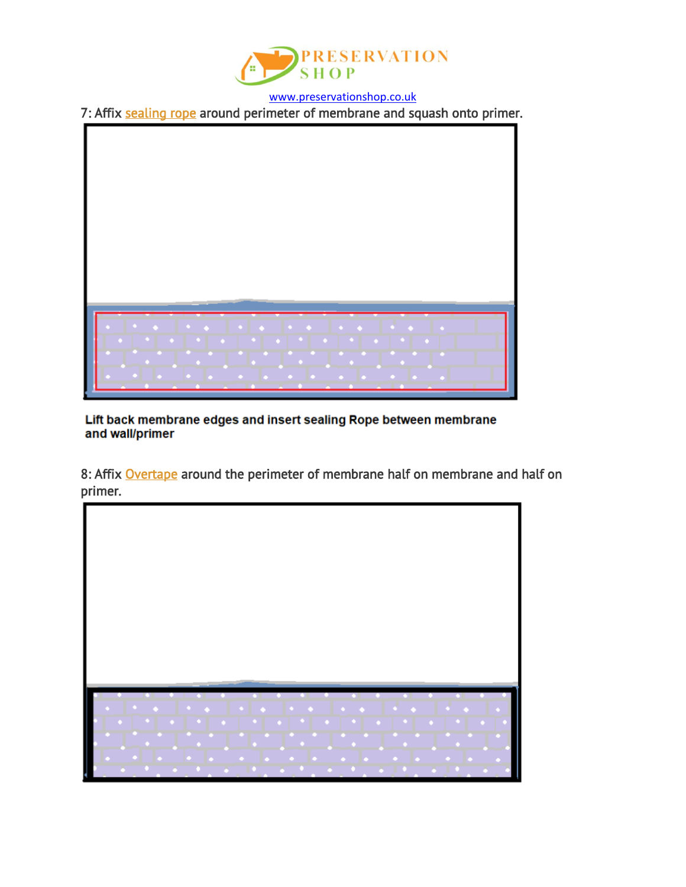7: Affix sealing rope around perimeter of membrane and squash onto primer.

**Lift back membrane edges and insert sealing Rope between membrane and wall/primer**

8: Affix Overtape around the perimeter of membrane half on membrane and half on primer.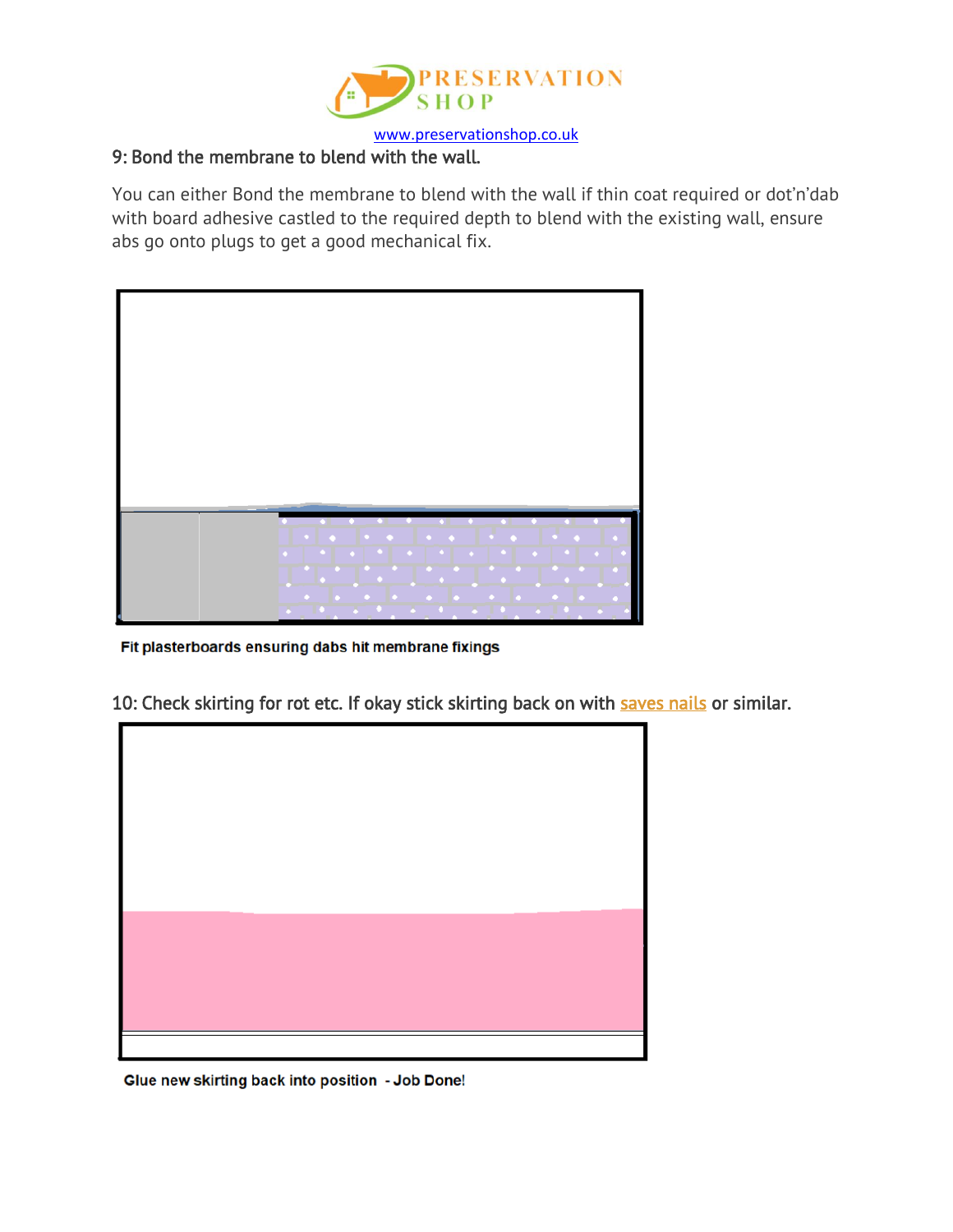## 9: Bond the membrane to blend with the wall.

You can either Bond the membrane to blend with the wall if thin coat required or dot'n'dab with board adhesive castled to the required depth to blend with the existing wall, ensure abs go onto plugs to get a good mechanical fix.

Fit plasterboards ensuring dabs hit membrane fixings

## 10: Check skirting for rot etc. If okay stick skirting back on with saves nails or similar.

Glue new skirting back into position - Job Done!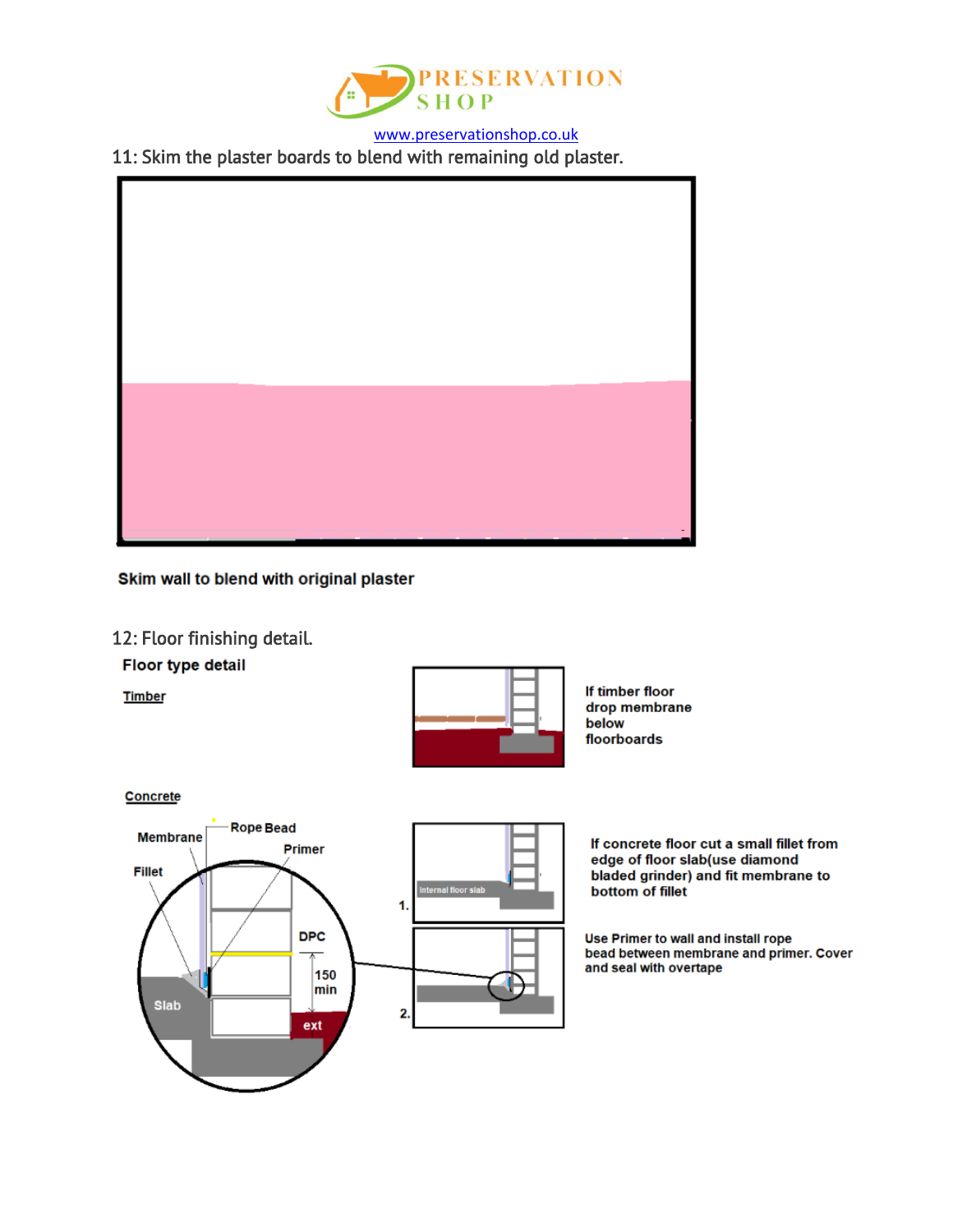www.preservationshop.co.uk

11: Skim the plaster boards to blend with remaining old plaster.

**Skim wall to blend with original plaster**

12: Floor finishing detail.

**Floor type detail**

**Timber**

**If timber floor drop membrane below floorboards**

**Concrete**

Membrane

Rope Bead

Primer

Fillet

DPC

150 min

Slab

ext

Internal floor slab

1.

2.

**If concrete floor cut a small fillet from edge of floor slab(use diamond bladed grinder) and fit membrane to bottom of fillet**

**Use Primer to wall and install rope bead between membrane and primer. Cover and seal with overtape**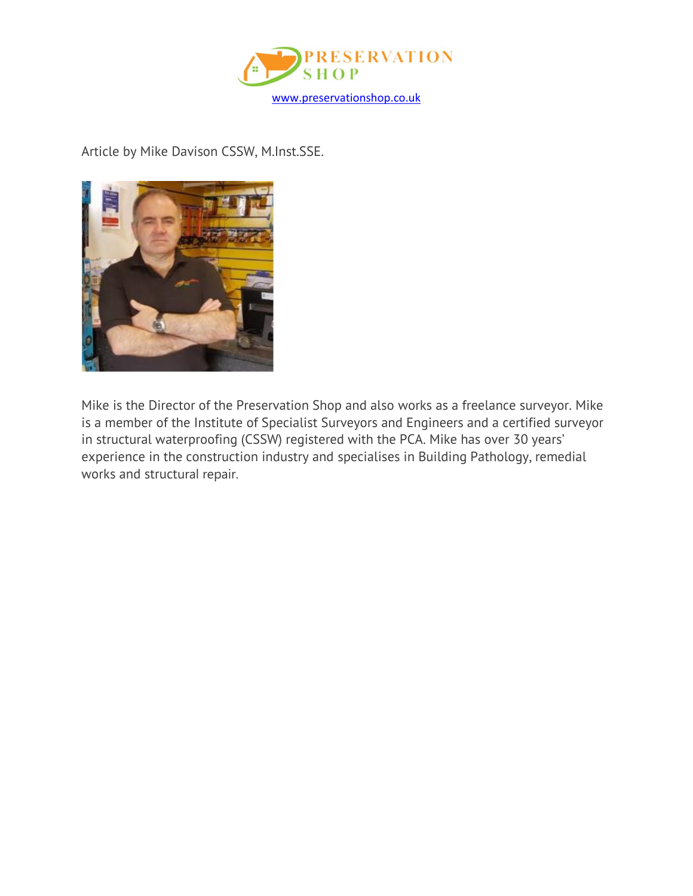PRESERVATION SHOP

www.preservationshop.co.uk

Article by Mike Davison CSSW, M.Inst.SSE.

Mike is the Director of the Preservation Shop and also works as a freelance surveyor. Mike is a member of the Institute of Specialist Surveyors and Engineers and a certified surveyor in structural waterproofing (CSSW) registered with the PCA. Mike has over 30 years' experience in the construction industry and specialises in Building Pathology, remedial works and structural repair.